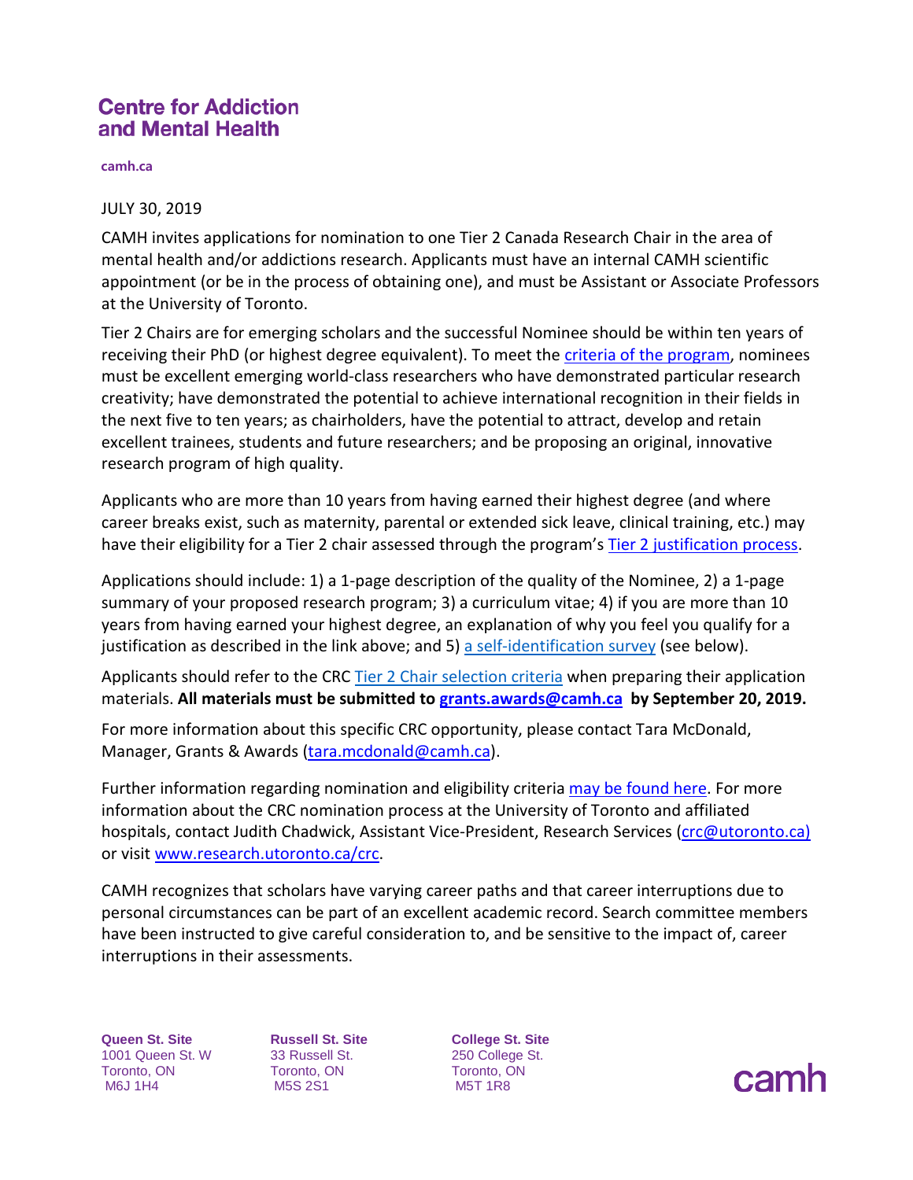# Centre for Addiction and Mental Health

camh.ca

JULY 30, 2019

CAMH invites applications for nomination to one Tier 2 Canada Research Chair in the area of mental health and/or addictions research. Applicants must have an internal CAMH scientific appointment (or be in the process of obtaining one), and must be Assistant or Associate Professors at the University of Toronto.

Tier 2 Chairs are for emerging scholars and the successful Nominee should be within ten years of receiving their PhD (or highest degree equivalent). To meet the criteria of the program, nominees must be excellent emerging world-class researchers who have demonstrated particular research creativity; have demonstrated the potential to achieve international recognition in their fields in the next five to ten years; as chairholders, have the potential to attract, develop and retain excellent trainees, students and future researchers; and be proposing an original, innovative research program of high quality.

Applicants who are more than 10 years from having earned their highest degree (and where career breaks exist, such as maternity, parental or extended sick leave, clinical training, etc.) may have their eligibility for a Tier 2 chair assessed through the program's Tier 2 justification process.

Applications should include: 1) a 1-page description of the quality of the Nominee, 2) a 1-page summary of your proposed research program; 3) a curriculum vitae; 4) if you are more than 10 years from having earned your highest degree, an explanation of why you feel you qualify for a justification as described in the link above; and 5) a self-identification survey (see below).

Applicants should refer to the CRC Tier 2 Chair selection criteria when preparing their application materials. **All materials must be submitted to grants.awards@camh.ca by September 20, 2019.**

For more information about this specific CRC opportunity, please contact Tara McDonald, Manager, Grants & Awards (tara.mcdonald@camh.ca).

Further information regarding nomination and eligibility criteria may be found here. For more information about the CRC nomination process at the University of Toronto and affiliated hospitals, contact Judith Chadwick, Assistant Vice-President, Research Services (crc@utoronto.ca) or visit www.research.utoronto.ca/crc.

CAMH recognizes that scholars have varying career paths and that career interruptions due to personal circumstances can be part of an excellent academic record. Search committee members have been instructed to give careful consideration to, and be sensitive to the impact of, career interruptions in their assessments.

**Queen St. Site**
1001 Queen St. W
Toronto, ON
M6J 1H4

**Russell St. Site**
33 Russell St.
Toronto, ON
M5S 2S1

**College St. Site**
250 College St.
Toronto, ON
M5T 1R8

camh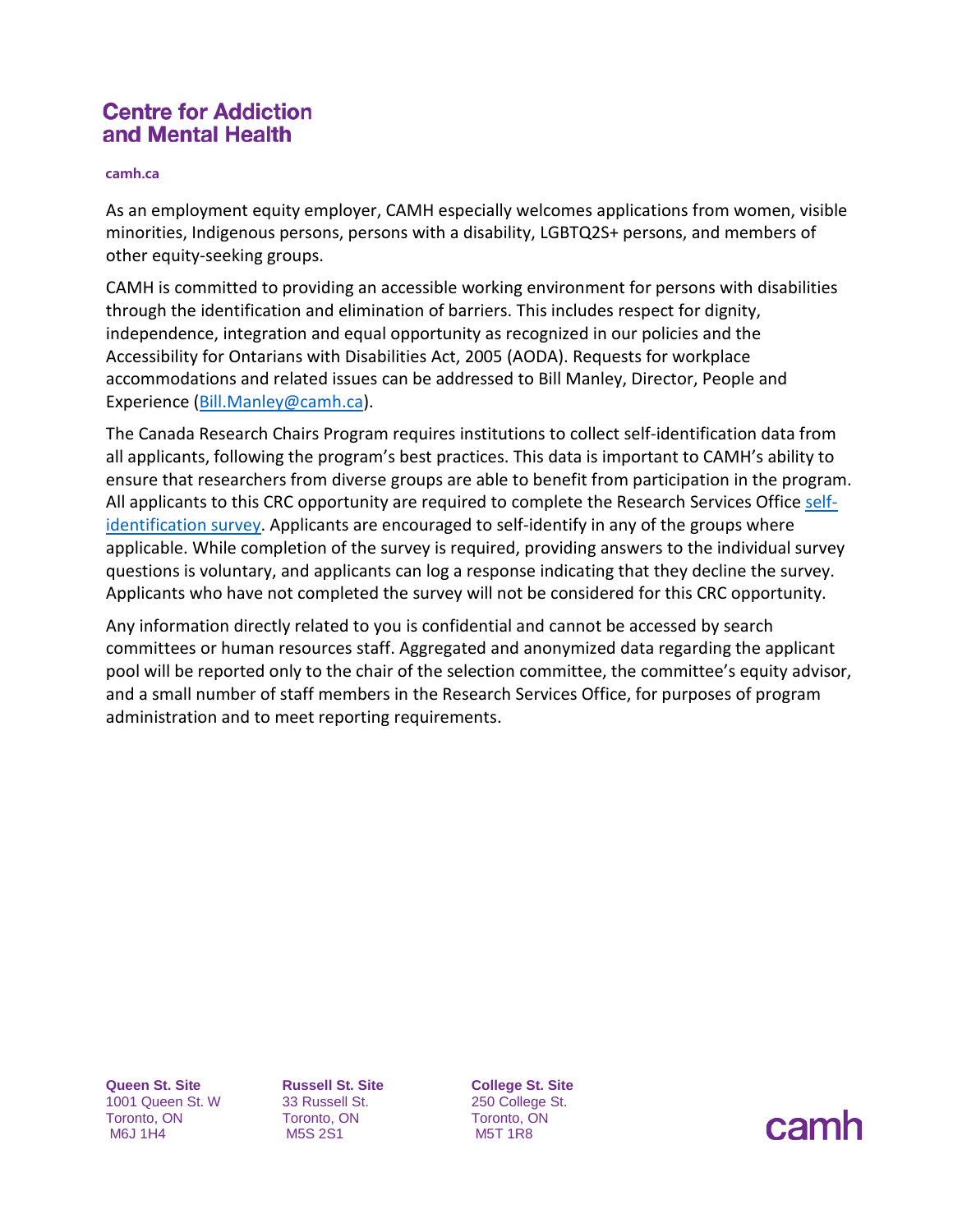**Centre for Addiction and Mental Health**

**camh.ca**

As an employment equity employer, CAMH especially welcomes applications from women, visible minorities, Indigenous persons, persons with a disability, LGBTQ2S+ persons, and members of other equity-seeking groups.

CAMH is committed to providing an accessible working environment for persons with disabilities through the identification and elimination of barriers. This includes respect for dignity, independence, integration and equal opportunity as recognized in our policies and the Accessibility for Ontarians with Disabilities Act, 2005 (AODA). Requests for workplace accommodations and related issues can be addressed to Bill Manley, Director, People and Experience (Bill.Manley@camh.ca).

The Canada Research Chairs Program requires institutions to collect self-identification data from all applicants, following the program's best practices. This data is important to CAMH's ability to ensure that researchers from diverse groups are able to benefit from participation in the program. All applicants to this CRC opportunity are required to complete the Research Services Office self-identification survey. Applicants are encouraged to self-identify in any of the groups where applicable. While completion of the survey is required, providing answers to the individual survey questions is voluntary, and applicants can log a response indicating that they decline the survey. Applicants who have not completed the survey will not be considered for this CRC opportunity.

Any information directly related to you is confidential and cannot be accessed by search committees or human resources staff. Aggregated and anonymized data regarding the applicant pool will be reported only to the chair of the selection committee, the committee's equity advisor, and a small number of staff members in the Research Services Office, for purposes of program administration and to meet reporting requirements.

**Queen St. Site**
1001 Queen St. W
Toronto, ON
M6J 1H4

**Russell St. Site**
33 Russell St.
Toronto, ON
M5S 2S1

**College St. Site**
250 College St.
Toronto, ON
M5T 1R8

camh